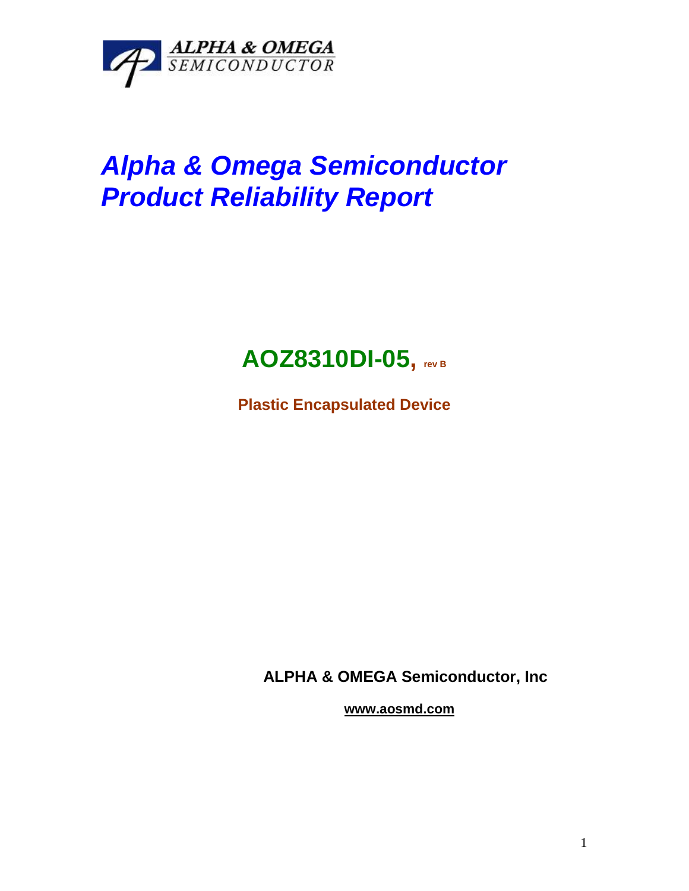ALPHA & OMEGA
SEMICONDUCTOR

# *Alpha & Omega Semiconductor*
# *Product Reliability Report*

## AOZ8310DI-05, rev B

**Plastic Encapsulated Device**

**ALPHA & OMEGA Semiconductor, Inc**

**www.aosmd.com**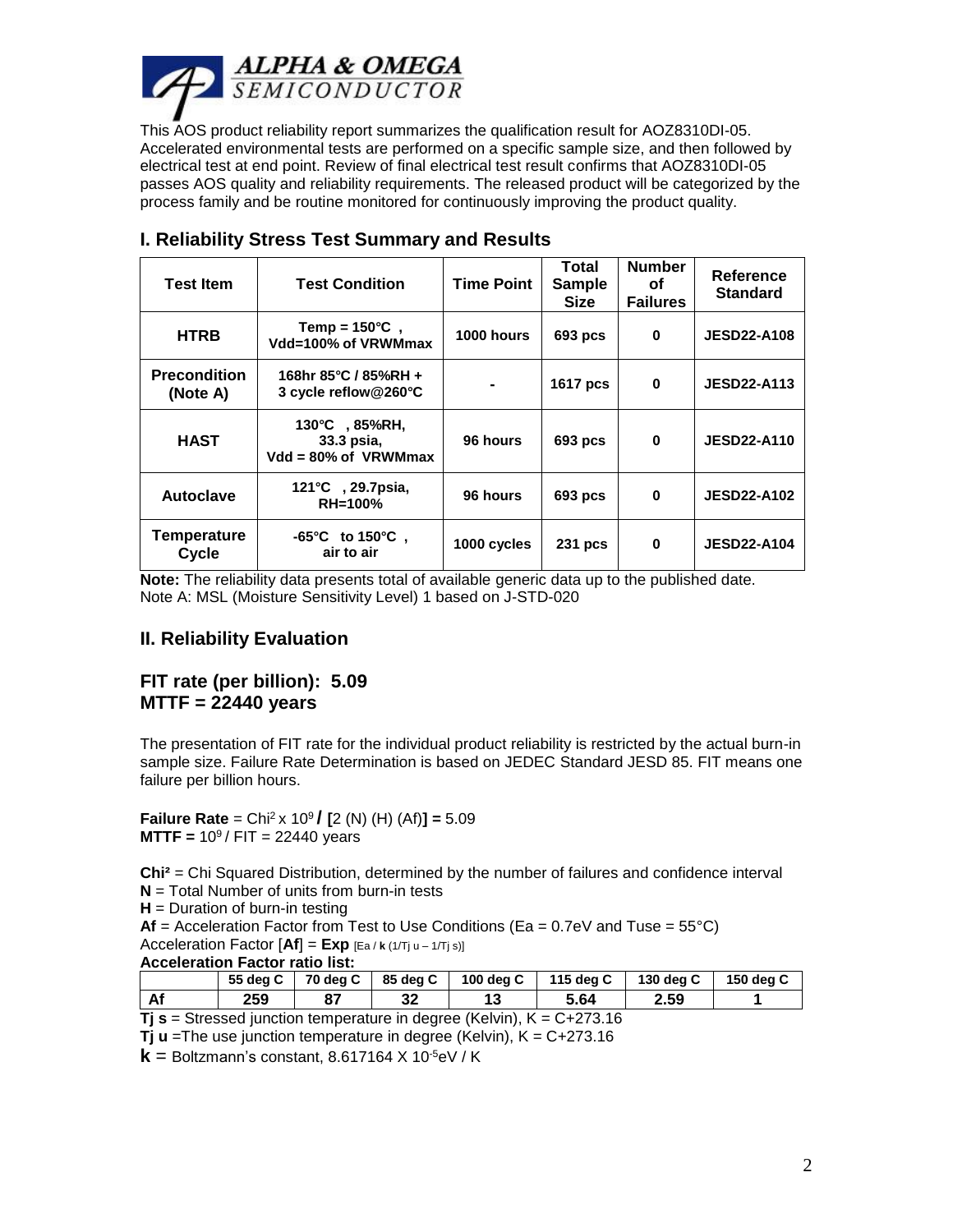This AOS product reliability report summarizes the qualification result for AOZ8310DI-05. Accelerated environmental tests are performed on a specific sample size, and then followed by electrical test at end point. Review of final electrical test result confirms that AOZ8310DI-05 passes AOS quality and reliability requirements. The released product will be categorized by the process family and be routine monitored for continuously improving the product quality.

## I. Reliability Stress Test Summary and Results

| Test Item | Test Condition | Time Point | Total Sample Size | Number of Failures | Reference Standard |
|---|---|---|---|---|---|
| HTRB | Temp = 150°C , Vdd=100% of VRWMmax | 1000 hours | 693 pcs | 0 | JESD22-A108 |
| Precondition (Note A) | 168hr 85°C / 85%RH + 3 cycle reflow@260°C | - | 1617 pcs | 0 | JESD22-A113 |
| HAST | 130°C , 85%RH, 33.3 psia, Vdd = 80% of VRWMmax | 96 hours | 693 pcs | 0 | JESD22-A110 |
| Autoclave | 121°C , 29.7psia, RH=100% | 96 hours | 693 pcs | 0 | JESD22-A102 |
| Temperature Cycle | -65°C to 150°C , air to air | 1000 cycles | 231 pcs | 0 | JESD22-A104 |

**Note:** The reliability data presents total of available generic data up to the published date.
Note A: MSL (Moisture Sensitivity Level) 1 based on J-STD-020

## II. Reliability Evaluation

### FIT rate (per billion): 5.09
### MTTF = 22440 years

The presentation of FIT rate for the individual product reliability is restricted by the actual burn-in sample size. Failure Rate Determination is based on JEDEC Standard JESD 85. FIT means one failure per billion hours.

**Failure Rate** = $Chi^2 \times 10^9$ **/ [**2 (N) (H) (Af)**] =** 5.09
**MTTF =** $10^9$ / FIT = 22440 years

**Chi²** = Chi Squared Distribution, determined by the number of failures and confidence interval
**N** = Total Number of units from burn-in tests
**H** = Duration of burn-in testing
**Af** = Acceleration Factor from Test to Use Conditions (Ea = 0.7eV and Tuse = 55°C)
Acceleration Factor [**Af**] = **Exp** [Ea / **k** (1/Tj u – 1/Tj s)]

**Acceleration Factor ratio list:**

| | 55 deg C | 70 deg C | 85 deg C | 100 deg C | 115 deg C | 130 deg C | 150 deg C |
|---|---|---|---|---|---|---|---|
| Af | 259 | 87 | 32 | 13 | 5.64 | 2.59 | 1 |

**Tj s** = Stressed junction temperature in degree (Kelvin), K = C+273.16
**Tj u** =The use junction temperature in degree (Kelvin), K = C+273.16
**k** = Boltzmann's constant, $8.617164 \times 10^{-5}$eV / K